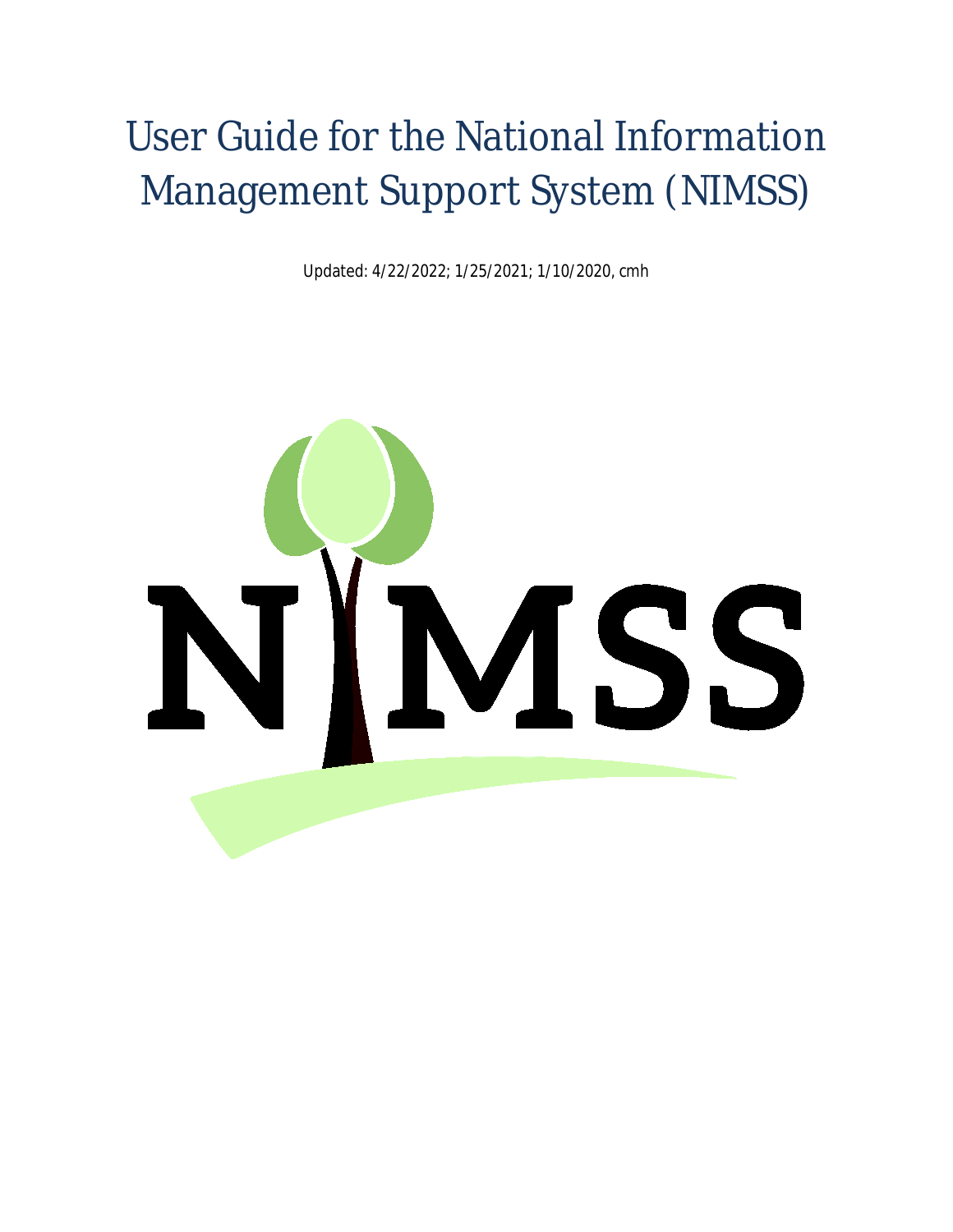# User Guide for the National Information Management Support System (NIMSS)

Updated: 4/22/2022; 1/25/2021; 1/10/2020, cmh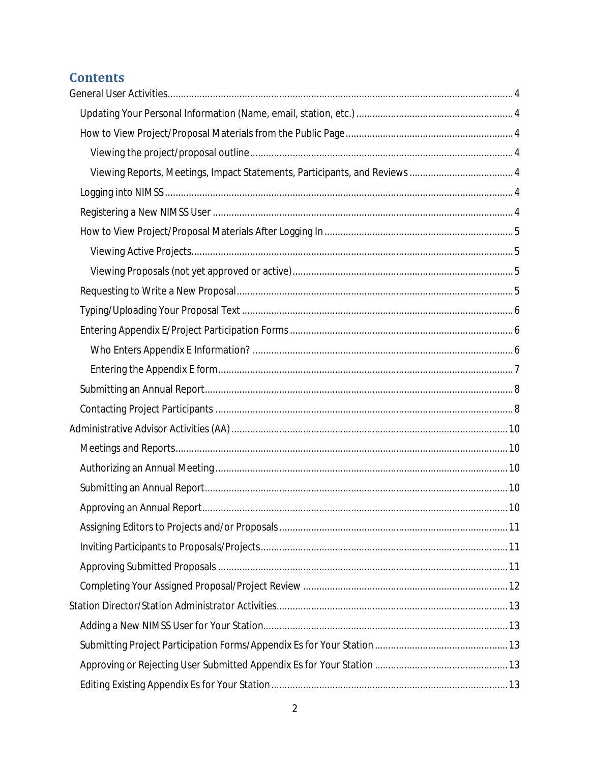## Contents

- General User Activities ........ 4
  - Updating Your Personal Information (Name, email, station, etc.) ........ 4
  - How to View Project/Proposal Materials from the Public Page ........ 4
    - Viewing the project/proposal outline ........ 4
    - Viewing Reports, Meetings, Impact Statements, Participants, and Reviews ........ 4
  - Logging into NIMSS ........ 4
  - Registering a New NIMSS User ........ 4
  - How to View Project/Proposal Materials After Logging In ........ 5
    - Viewing Active Projects ........ 5
    - Viewing Proposals (not yet approved or active) ........ 5
  - Requesting to Write a New Proposal ........ 5
  - Typing/Uploading Your Proposal Text ........ 6
  - Entering Appendix E/Project Participation Forms ........ 6
    - Who Enters Appendix E Information? ........ 6
    - Entering the Appendix E form ........ 7
  - Submitting an Annual Report ........ 8
  - Contacting Project Participants ........ 8
- Administrative Advisor Activities (AA) ........ 10
  - Meetings and Reports ........ 10
  - Authorizing an Annual Meeting ........ 10
  - Submitting an Annual Report ........ 10
  - Approving an Annual Report ........ 10
  - Assigning Editors to Projects and/or Proposals ........ 11
  - Inviting Participants to Proposals/Projects ........ 11
  - Approving Submitted Proposals ........ 11
  - Completing Your Assigned Proposal/Project Review ........ 12
- Station Director/Station Administrator Activities ........ 13
  - Adding a New NIMSS User for Your Station ........ 13
  - Submitting Project Participation Forms/Appendix Es for Your Station ........ 13
  - Approving or Rejecting User Submitted Appendix Es for Your Station ........ 13
  - Editing Existing Appendix Es for Your Station ........ 13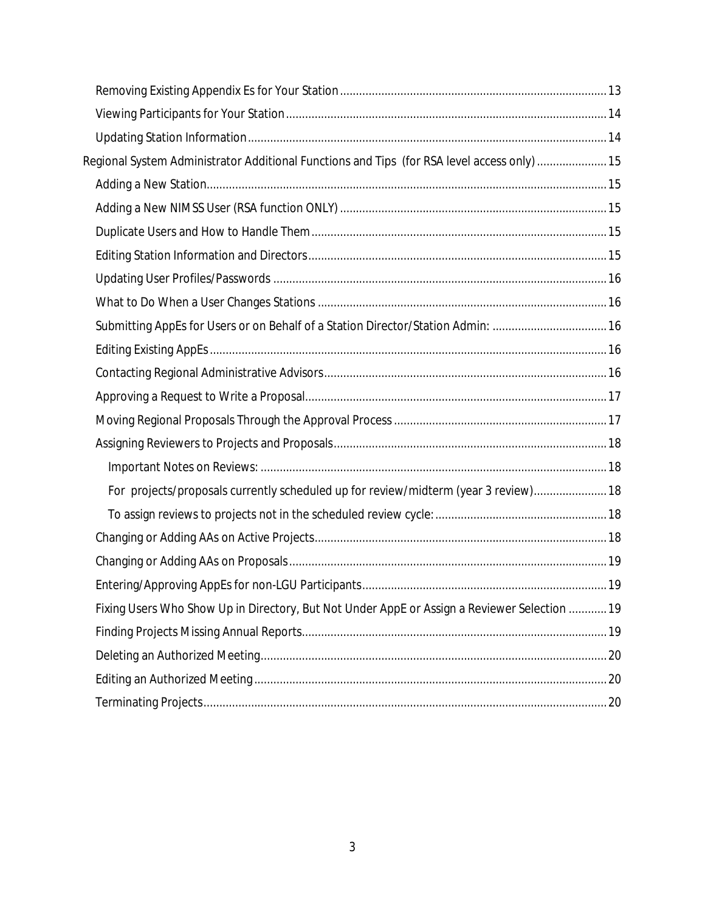- Removing Existing Appendix Es for Your Station ........ 13
- Viewing Participants for Your Station ........ 14
- Updating Station Information ........ 14

Regional System Administrator Additional Functions and Tips (for RSA level access only) ........ 15

- Adding a New Station ........ 15
- Adding a New NIMSS User (RSA function ONLY) ........ 15
- Duplicate Users and How to Handle Them ........ 15
- Editing Station Information and Directors ........ 15
- Updating User Profiles/Passwords ........ 16
- What to Do When a User Changes Stations ........ 16
- Submitting AppEs for Users or on Behalf of a Station Director/Station Admin: ........ 16
- Editing Existing AppEs ........ 16
- Contacting Regional Administrative Advisors ........ 16
- Approving a Request to Write a Proposal ........ 17
- Moving Regional Proposals Through the Approval Process ........ 17
- Assigning Reviewers to Projects and Proposals ........ 18
  - Important Notes on Reviews: ........ 18
  - For projects/proposals currently scheduled up for review/midterm (year 3 review) ........ 18
  - To assign reviews to projects not in the scheduled review cycle: ........ 18
- Changing or Adding AAs on Active Projects ........ 18
- Changing or Adding AAs on Proposals ........ 19
- Entering/Approving AppEs for non-LGU Participants ........ 19
- Fixing Users Who Show Up in Directory, But Not Under AppE or Assign a Reviewer Selection ........ 19
- Finding Projects Missing Annual Reports ........ 19
- Deleting an Authorized Meeting ........ 20
- Editing an Authorized Meeting ........ 20
- Terminating Projects ........ 20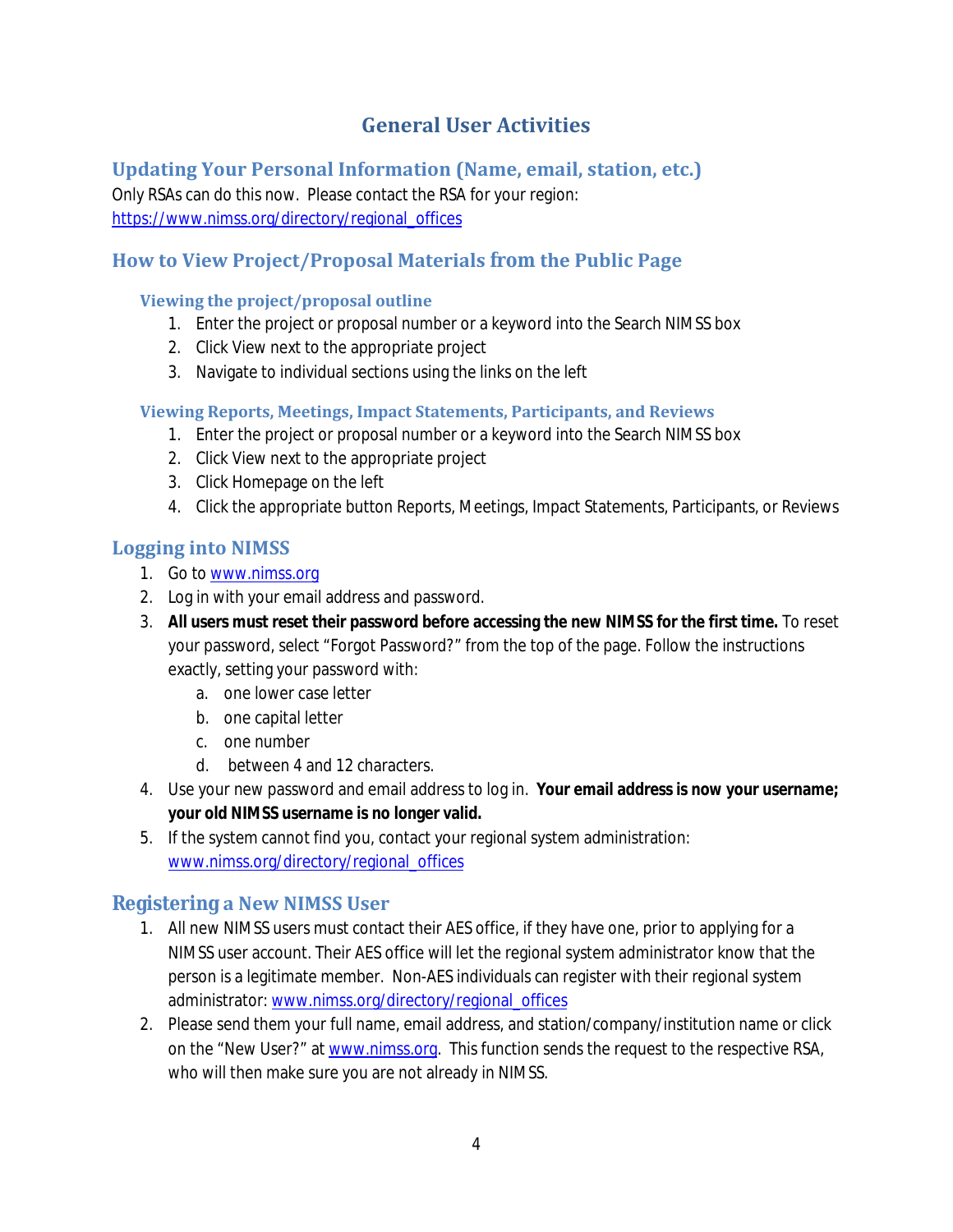# General User Activities

## Updating Your Personal Information (Name, email, station, etc.)

Only RSAs can do this now. Please contact the RSA for your region: https://www.nimss.org/directory/regional_offices

## How to View Project/Proposal Materials from the Public Page

### Viewing the project/proposal outline

1. Enter the project or proposal number or a keyword into the Search NIMSS box
2. Click View next to the appropriate project
3. Navigate to individual sections using the links on the left

### Viewing Reports, Meetings, Impact Statements, Participants, and Reviews

1. Enter the project or proposal number or a keyword into the Search NIMSS box
2. Click View next to the appropriate project
3. Click Homepage on the left
4. Click the appropriate button Reports, Meetings, Impact Statements, Participants, or Reviews

## Logging into NIMSS

1. Go to www.nimss.org
2. Log in with your email address and password.
3. **All users must reset their password before accessing the new NIMSS for the first time.** To reset your password, select "Forgot Password?" from the top of the page. Follow the instructions exactly, setting your password with:
   a. one lower case letter
   b. one capital letter
   c. one number
   d. between 4 and 12 characters.
4. Use your new password and email address to log in. **Your email address is now your username; your old NIMSS username is no longer valid.**
5. If the system cannot find you, contact your regional system administration: www.nimss.org/directory/regional_offices

## Registering a New NIMSS User

1. All new NIMSS users must contact their AES office, if they have one, prior to applying for a NIMSS user account. Their AES office will let the regional system administrator know that the person is a legitimate member. Non-AES individuals can register with their regional system administrator: www.nimss.org/directory/regional_offices
2. Please send them your full name, email address, and station/company/institution name or click on the "New User?" at www.nimss.org. This function sends the request to the respective RSA, who will then make sure you are not already in NIMSS.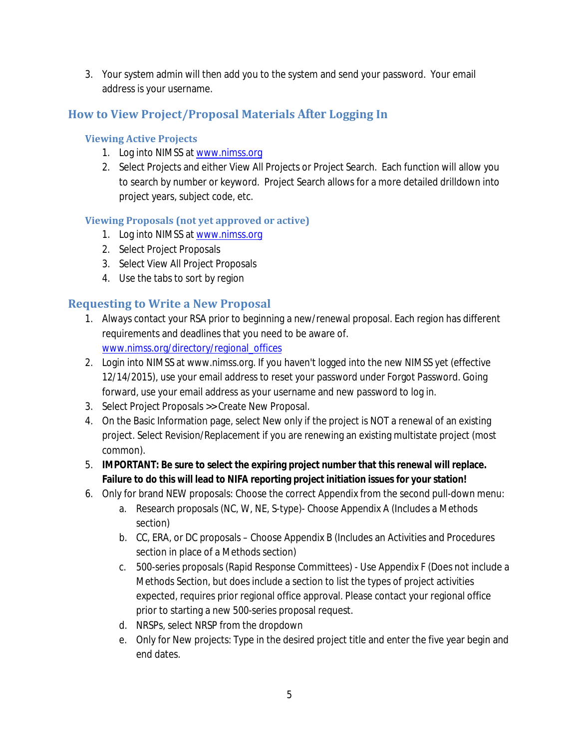3. Your system admin will then add you to the system and send your password. Your email address is your username.

## How to View Project/Proposal Materials After Logging In

### Viewing Active Projects

1. Log into NIMSS at www.nimss.org
2. Select Projects and either View All Projects or Project Search. Each function will allow you to search by number or keyword. Project Search allows for a more detailed drilldown into project years, subject code, etc.

### Viewing Proposals (not yet approved or active)

1. Log into NIMSS at www.nimss.org
2. Select Project Proposals
3. Select View All Project Proposals
4. Use the tabs to sort by region

## Requesting to Write a New Proposal

1. Always contact your RSA prior to beginning a new/renewal proposal. Each region has different requirements and deadlines that you need to be aware of. www.nimss.org/directory/regional_offices
2. Login into NIMSS at www.nimss.org. If you haven't logged into the new NIMSS yet (effective 12/14/2015), use your email address to reset your password under Forgot Password. Going forward, use your email address as your username and new password to log in.
3. Select Project Proposals >> Create New Proposal.
4. On the Basic Information page, select New only if the project is NOT a renewal of an existing project. Select Revision/Replacement if you are renewing an existing multistate project (most common).
5. **IMPORTANT: Be sure to select the expiring project number that this renewal will replace. Failure to do this will lead to NIFA reporting project initiation issues for your station!**
6. Only for brand NEW proposals: Choose the correct Appendix from the second pull-down menu:
   a. Research proposals (NC, W, NE, S-type)- Choose Appendix A (Includes a Methods section)
   b. CC, ERA, or DC proposals – Choose Appendix B (Includes an Activities and Procedures section in place of a Methods section)
   c. 500-series proposals (Rapid Response Committees) - Use Appendix F (Does not include a Methods Section, but does include a section to list the types of project activities expected, requires prior regional office approval. Please contact your regional office prior to starting a new 500-series proposal request.
   d. NRSPs, select NRSP from the dropdown
   e. Only for New projects: Type in the desired project title and enter the five year begin and end dates.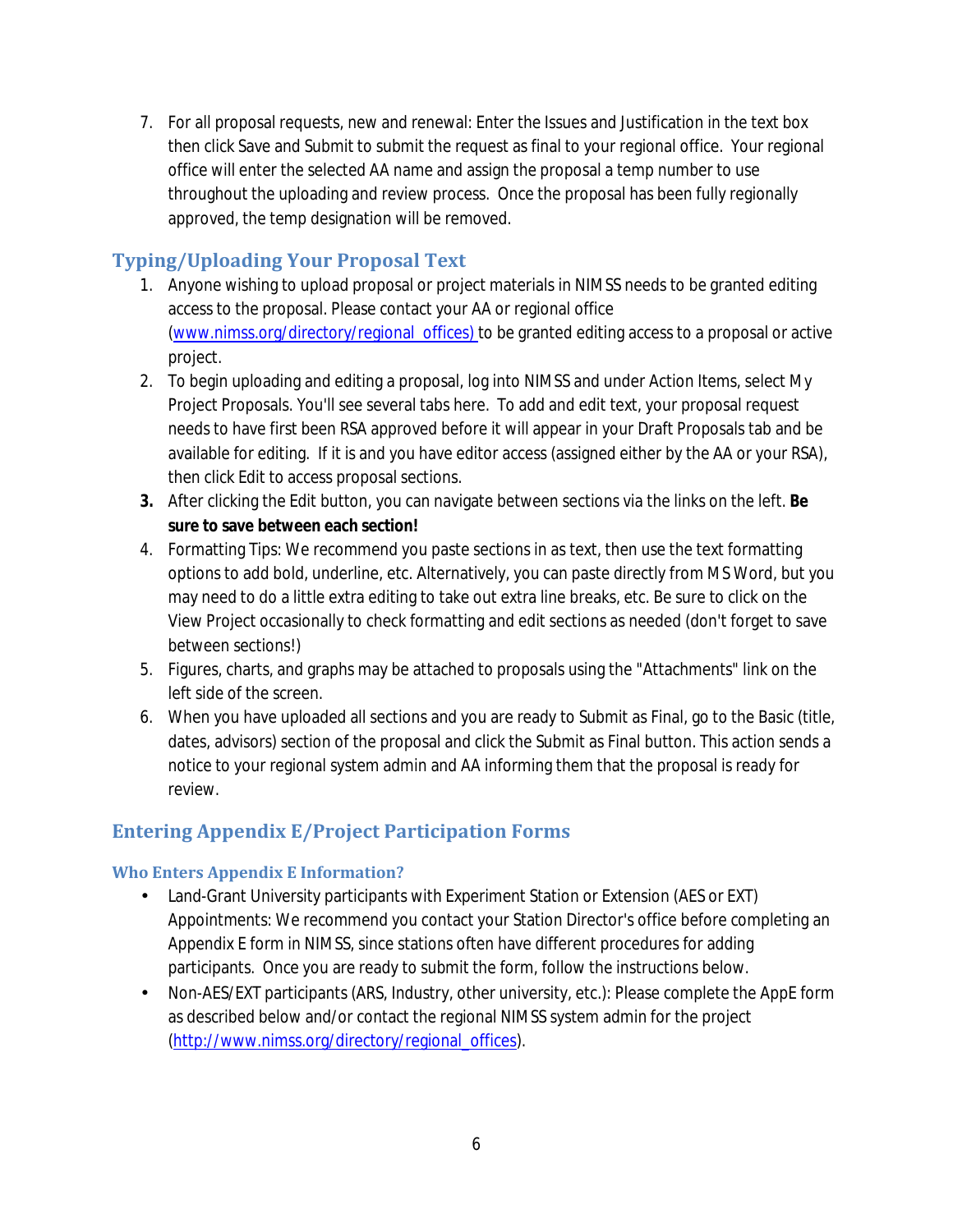7. For all proposal requests, new and renewal: Enter the Issues and Justification in the text box then click Save and Submit to submit the request as final to your regional office. Your regional office will enter the selected AA name and assign the proposal a temp number to use throughout the uploading and review process. Once the proposal has been fully regionally approved, the temp designation will be removed.

## Typing/Uploading Your Proposal Text

1. Anyone wishing to upload proposal or project materials in NIMSS needs to be granted editing access to the proposal. Please contact your AA or regional office (www.nimss.org/directory/regional_offices) to be granted editing access to a proposal or active project.
2. To begin uploading and editing a proposal, log into NIMSS and under Action Items, select My Project Proposals. You'll see several tabs here. To add and edit text, your proposal request needs to have first been RSA approved before it will appear in your Draft Proposals tab and be available for editing. If it is and you have editor access (assigned either by the AA or your RSA), then click Edit to access proposal sections.
3. After clicking the Edit button, you can navigate between sections via the links on the left. **Be sure to save between each section!**
4. Formatting Tips: We recommend you paste sections in as text, then use the text formatting options to add bold, underline, etc. Alternatively, you can paste directly from MS Word, but you may need to do a little extra editing to take out extra line breaks, etc. Be sure to click on the View Project occasionally to check formatting and edit sections as needed (don't forget to save between sections!)
5. Figures, charts, and graphs may be attached to proposals using the "Attachments" link on the left side of the screen.
6. When you have uploaded all sections and you are ready to Submit as Final, go to the Basic (title, dates, advisors) section of the proposal and click the Submit as Final button. This action sends a notice to your regional system admin and AA informing them that the proposal is ready for review.

## Entering Appendix E/Project Participation Forms

### Who Enters Appendix E Information?

- Land-Grant University participants with Experiment Station or Extension (AES or EXT) Appointments: We recommend you contact your Station Director's office before completing an Appendix E form in NIMSS, since stations often have different procedures for adding participants. Once you are ready to submit the form, follow the instructions below.
- Non-AES/EXT participants (ARS, Industry, other university, etc.): Please complete the AppE form as described below and/or contact the regional NIMSS system admin for the project (http://www.nimss.org/directory/regional_offices).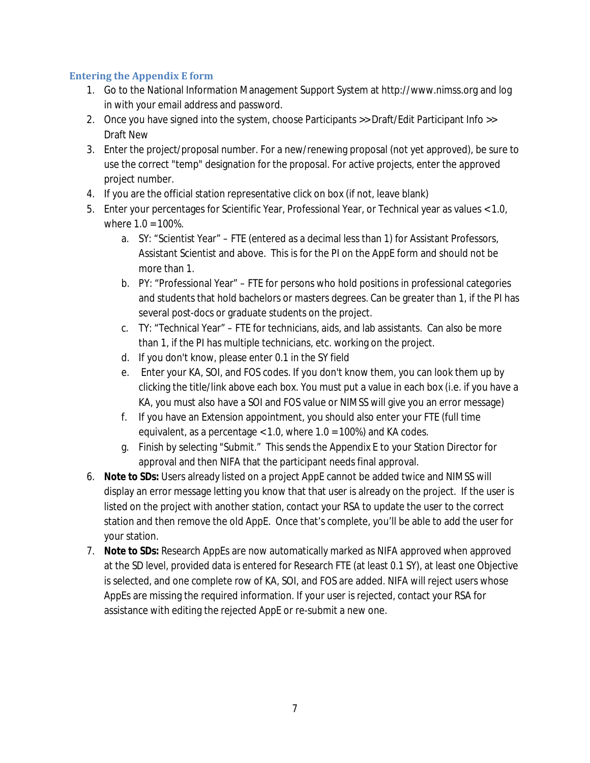### Entering the Appendix E form

1. Go to the National Information Management Support System at http://www.nimss.org and log in with your email address and password.
2. Once you have signed into the system, choose Participants >> Draft/Edit Participant Info >> Draft New
3. Enter the project/proposal number. For a new/renewing proposal (not yet approved), be sure to use the correct "temp" designation for the proposal. For active projects, enter the approved project number.
4. If you are the official station representative click on box (if not, leave blank)
5. Enter your percentages for Scientific Year, Professional Year, or Technical year as values < 1.0, where 1.0 = 100%.
   a. SY: "Scientist Year" – FTE (entered as a decimal less than 1) for Assistant Professors, Assistant Scientist and above. This is for the PI on the AppE form and should not be more than 1.
   b. PY: "Professional Year" – FTE for persons who hold positions in professional categories and students that hold bachelors or masters degrees. Can be greater than 1, if the PI has several post-docs or graduate students on the project.
   c. TY: "Technical Year" – FTE for technicians, aids, and lab assistants. Can also be more than 1, if the PI has multiple technicians, etc. working on the project.
   d. If you don't know, please enter 0.1 in the SY field
   e. Enter your KA, SOI, and FOS codes. If you don't know them, you can look them up by clicking the title/link above each box. You must put a value in each box (i.e. if you have a KA, you must also have a SOI and FOS value or NIMSS will give you an error message)
   f. If you have an Extension appointment, you should also enter your FTE (full time equivalent, as a percentage < 1.0, where 1.0 = 100%) and KA codes.
   g. Finish by selecting "Submit." This sends the Appendix E to your Station Director for approval and then NIFA that the participant needs final approval.
6. **Note to SDs:** Users already listed on a project AppE cannot be added twice and NIMSS will display an error message letting you know that that user is already on the project. If the user is listed on the project with another station, contact your RSA to update the user to the correct station and then remove the old AppE. Once that's complete, you'll be able to add the user for your station.
7. **Note to SDs:** Research AppEs are now automatically marked as NIFA approved when approved at the SD level, provided data is entered for Research FTE (at least 0.1 SY), at least one Objective is selected, and one complete row of KA, SOI, and FOS are added. NIFA will reject users whose AppEs are missing the required information. If your user is rejected, contact your RSA for assistance with editing the rejected AppE or re-submit a new one.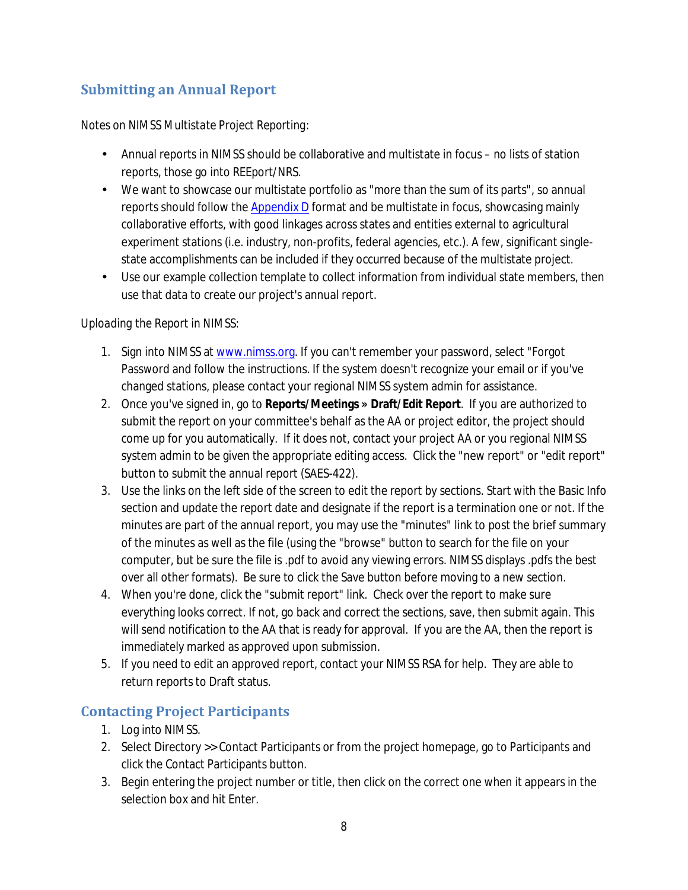## Submitting an Annual Report

Notes on NIMSS Multistate Project Reporting:

- Annual reports in NIMSS should be collaborative and multistate in focus – no lists of station reports, those go into REEport/NRS.
- We want to showcase our multistate portfolio as "more than the sum of its parts", so annual reports should follow the Appendix D format and be multistate in focus, showcasing mainly collaborative efforts, with good linkages across states and entities external to agricultural experiment stations (i.e. industry, non-profits, federal agencies, etc.). A few, significant single-state accomplishments can be included if they occurred because of the multistate project.
- Use our example collection template to collect information from individual state members, then use that data to create our project's annual report.

Uploading the Report in NIMSS:

1. Sign into NIMSS at www.nimss.org. If you can't remember your password, select "Forgot Password and follow the instructions. If the system doesn't recognize your email or if you've changed stations, please contact your regional NIMSS system admin for assistance.
2. Once you've signed in, go to **Reports/Meetings » Draft/Edit Report**. If you are authorized to submit the report on your committee's behalf as the AA or project editor, the project should come up for you automatically. If it does not, contact your project AA or you regional NIMSS system admin to be given the appropriate editing access. Click the "new report" or "edit report" button to submit the annual report (SAES-422).
3. Use the links on the left side of the screen to edit the report by sections. Start with the Basic Info section and update the report date and designate if the report is a termination one or not. If the minutes are part of the annual report, you may use the "minutes" link to post the brief summary of the minutes as well as the file (using the "browse" button to search for the file on your computer, but be sure the file is .pdf to avoid any viewing errors. NIMSS displays .pdfs the best over all other formats). Be sure to click the Save button before moving to a new section.
4. When you're done, click the "submit report" link. Check over the report to make sure everything looks correct. If not, go back and correct the sections, save, then submit again. This will send notification to the AA that is ready for approval. If you are the AA, then the report is immediately marked as approved upon submission.
5. If you need to edit an approved report, contact your NIMSS RSA for help. They are able to return reports to Draft status.

## Contacting Project Participants

1. Log into NIMSS.
2. Select Directory >> Contact Participants or from the project homepage, go to Participants and click the Contact Participants button.
3. Begin entering the project number or title, then click on the correct one when it appears in the selection box and hit Enter.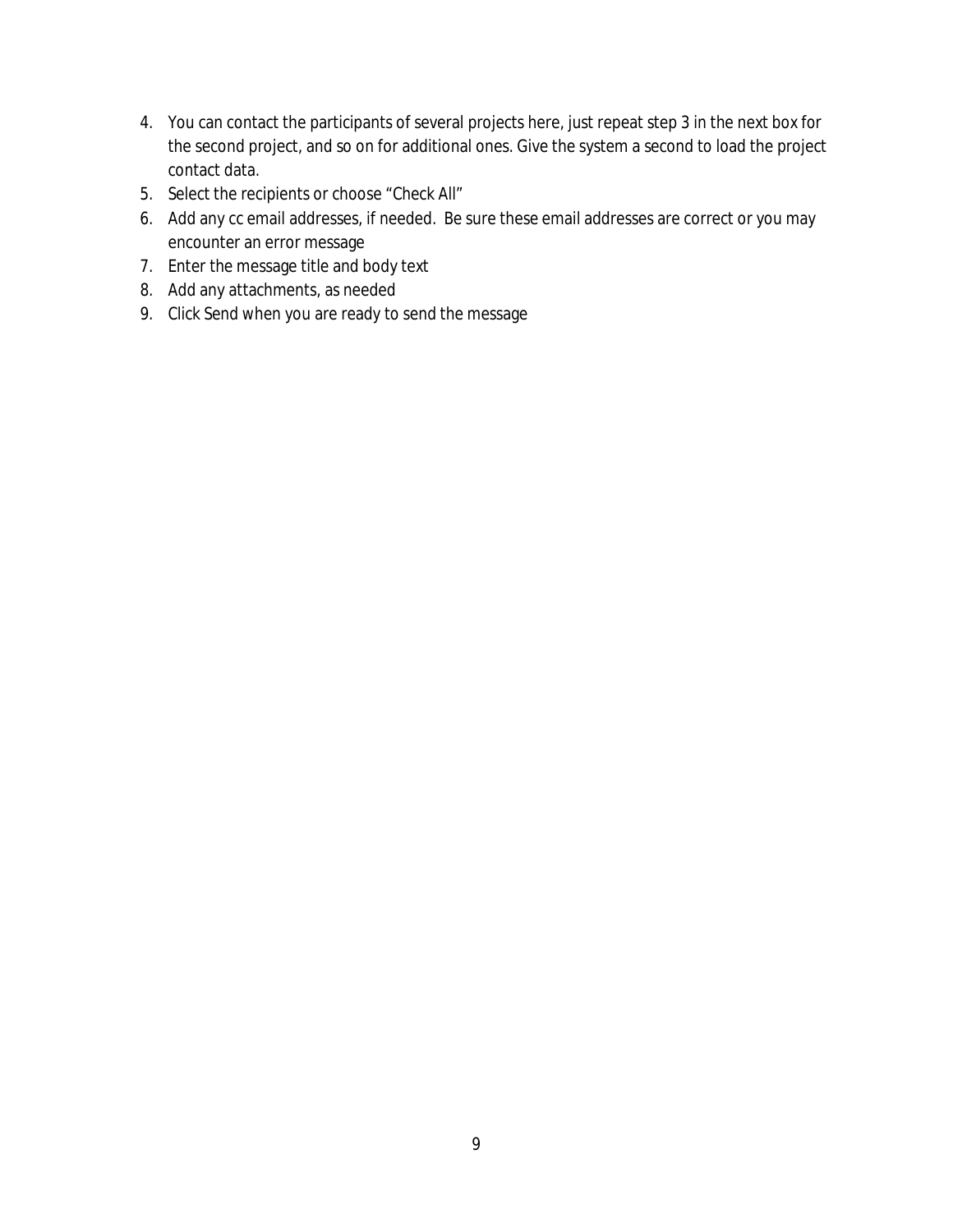4. You can contact the participants of several projects here, just repeat step 3 in the next box for the second project, and so on for additional ones. Give the system a second to load the project contact data.
5. Select the recipients or choose “Check All”
6. Add any cc email addresses, if needed. Be sure these email addresses are correct or you may encounter an error message
7. Enter the message title and body text
8. Add any attachments, as needed
9. Click Send when you are ready to send the message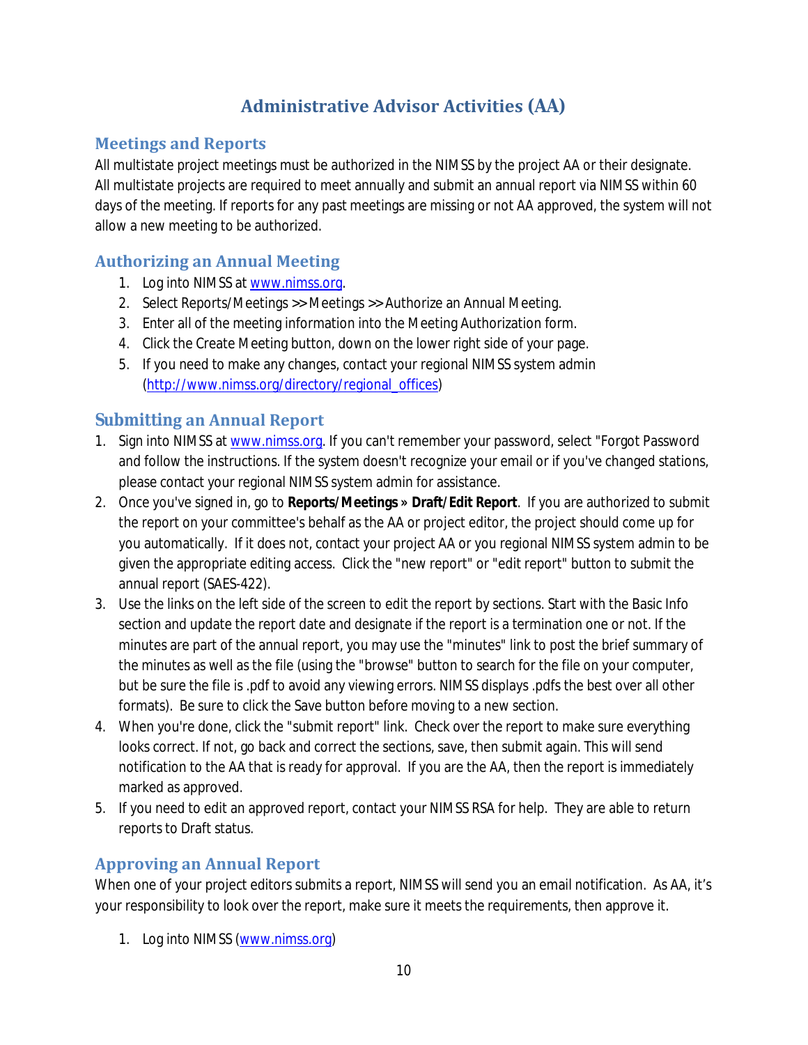# Administrative Advisor Activities (AA)

## Meetings and Reports

All multistate project meetings must be authorized in the NIMSS by the project AA or their designate. All multistate projects are required to meet annually and submit an annual report via NIMSS within 60 days of the meeting. If reports for any past meetings are missing or not AA approved, the system will not allow a new meeting to be authorized.

## Authorizing an Annual Meeting

1. Log into NIMSS at www.nimss.org.
2. Select Reports/Meetings >> Meetings >> Authorize an Annual Meeting.
3. Enter all of the meeting information into the Meeting Authorization form.
4. Click the Create Meeting button, down on the lower right side of your page.
5. If you need to make any changes, contact your regional NIMSS system admin (http://www.nimss.org/directory/regional_offices)

## Submitting an Annual Report

1. Sign into NIMSS at www.nimss.org. If you can't remember your password, select "Forgot Password and follow the instructions. If the system doesn't recognize your email or if you've changed stations, please contact your regional NIMSS system admin for assistance.
2. Once you've signed in, go to **Reports/Meetings » Draft/Edit Report**. If you are authorized to submit the report on your committee's behalf as the AA or project editor, the project should come up for you automatically. If it does not, contact your project AA or you regional NIMSS system admin to be given the appropriate editing access. Click the "new report" or "edit report" button to submit the annual report (SAES-422).
3. Use the links on the left side of the screen to edit the report by sections. Start with the Basic Info section and update the report date and designate if the report is a termination one or not. If the minutes are part of the annual report, you may use the "minutes" link to post the brief summary of the minutes as well as the file (using the "browse" button to search for the file on your computer, but be sure the file is .pdf to avoid any viewing errors. NIMSS displays .pdfs the best over all other formats). Be sure to click the Save button before moving to a new section.
4. When you're done, click the "submit report" link. Check over the report to make sure everything looks correct. If not, go back and correct the sections, save, then submit again. This will send notification to the AA that is ready for approval. If you are the AA, then the report is immediately marked as approved.
5. If you need to edit an approved report, contact your NIMSS RSA for help. They are able to return reports to Draft status.

## Approving an Annual Report

When one of your project editors submits a report, NIMSS will send you an email notification. As AA, it's your responsibility to look over the report, make sure it meets the requirements, then approve it.

1. Log into NIMSS (www.nimss.org)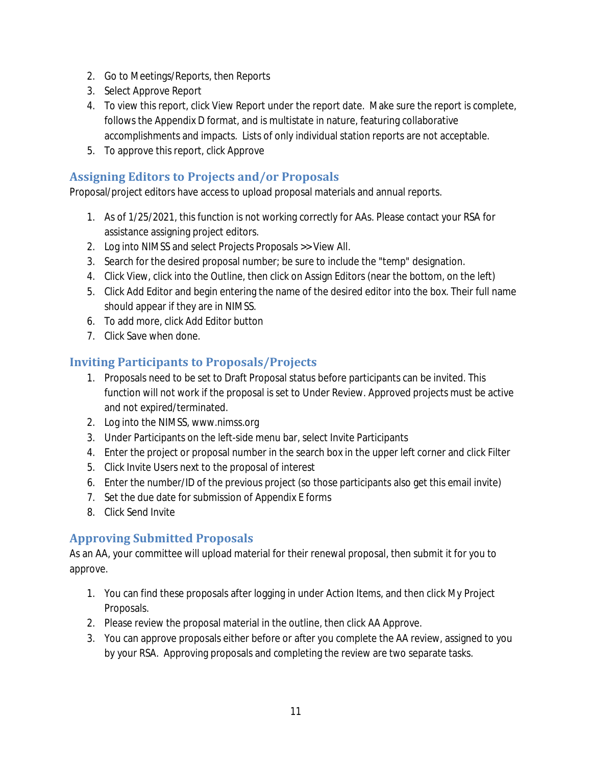2. Go to Meetings/Reports, then Reports
3. Select Approve Report
4. To view this report, click View Report under the report date. Make sure the report is complete, follows the Appendix D format, and is multistate in nature, featuring collaborative accomplishments and impacts. Lists of only individual station reports are not acceptable.
5. To approve this report, click Approve

## Assigning Editors to Projects and/or Proposals

Proposal/project editors have access to upload proposal materials and annual reports.

1. As of 1/25/2021, this function is not working correctly for AAs. Please contact your RSA for assistance assigning project editors.
2. Log into NIMSS and select Projects Proposals >> View All.
3. Search for the desired proposal number; be sure to include the "temp" designation.
4. Click View, click into the Outline, then click on Assign Editors (near the bottom, on the left)
5. Click Add Editor and begin entering the name of the desired editor into the box. Their full name should appear if they are in NIMSS.
6. To add more, click Add Editor button
7. Click Save when done.

## Inviting Participants to Proposals/Projects

1. Proposals need to be set to Draft Proposal status before participants can be invited. This function will not work if the proposal is set to Under Review. Approved projects must be active and not expired/terminated.
2. Log into the NIMSS, www.nimss.org
3. Under Participants on the left-side menu bar, select Invite Participants
4. Enter the project or proposal number in the search box in the upper left corner and click Filter
5. Click Invite Users next to the proposal of interest
6. Enter the number/ID of the previous project (so those participants also get this email invite)
7. Set the due date for submission of Appendix E forms
8. Click Send Invite

## Approving Submitted Proposals

As an AA, your committee will upload material for their renewal proposal, then submit it for you to approve.

1. You can find these proposals after logging in under Action Items, and then click My Project Proposals.
2. Please review the proposal material in the outline, then click AA Approve.
3. You can approve proposals either before or after you complete the AA review, assigned to you by your RSA. Approving proposals and completing the review are two separate tasks.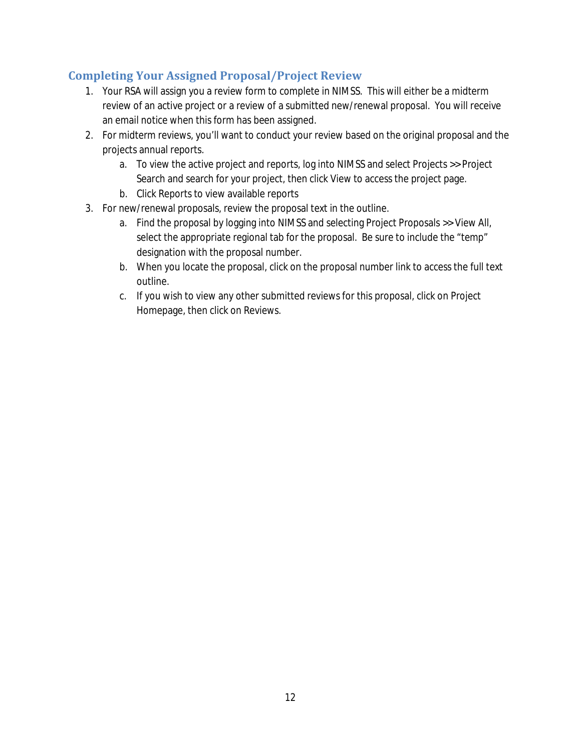## Completing Your Assigned Proposal/Project Review

1. Your RSA will assign you a review form to complete in NIMSS. This will either be a midterm review of an active project or a review of a submitted new/renewal proposal. You will receive an email notice when this form has been assigned.
2. For midterm reviews, you'll want to conduct your review based on the original proposal and the projects annual reports.
   a. To view the active project and reports, log into NIMSS and select Projects >> Project Search and search for your project, then click View to access the project page.
   b. Click Reports to view available reports
3. For new/renewal proposals, review the proposal text in the outline.
   a. Find the proposal by logging into NIMSS and selecting Project Proposals >> View All, select the appropriate regional tab for the proposal. Be sure to include the "temp" designation with the proposal number.
   b. When you locate the proposal, click on the proposal number link to access the full text outline.
   c. If you wish to view any other submitted reviews for this proposal, click on Project Homepage, then click on Reviews.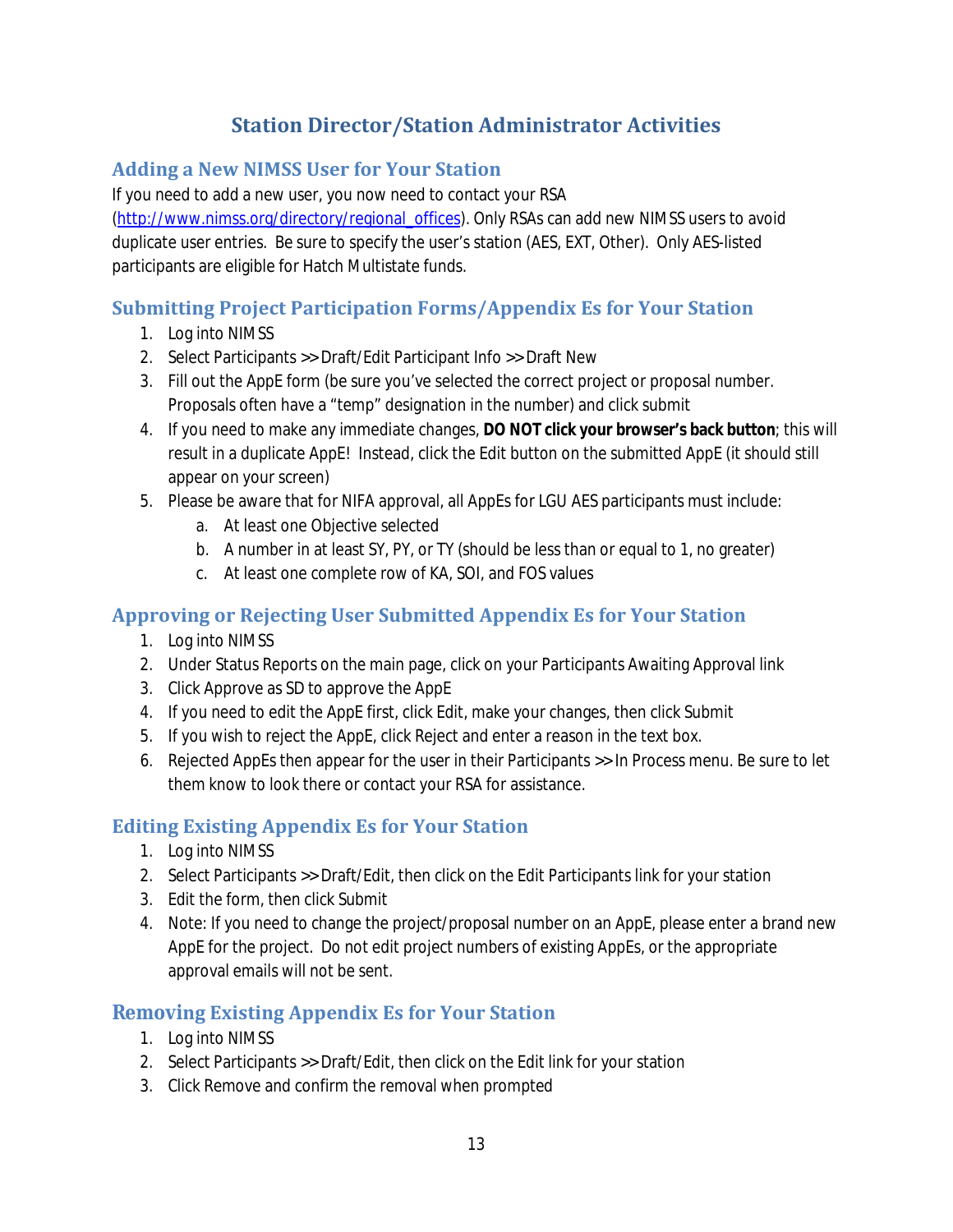# Station Director/Station Administrator Activities

## Adding a New NIMSS User for Your Station

If you need to add a new user, you now need to contact your RSA (http://www.nimss.org/directory/regional_offices). Only RSAs can add new NIMSS users to avoid duplicate user entries. Be sure to specify the user's station (AES, EXT, Other). Only AES-listed participants are eligible for Hatch Multistate funds.

## Submitting Project Participation Forms/Appendix Es for Your Station

1. Log into NIMSS
2. Select Participants >> Draft/Edit Participant Info >> Draft New
3. Fill out the AppE form (be sure you've selected the correct project or proposal number. Proposals often have a "temp" designation in the number) and click submit
4. If you need to make any immediate changes, **DO NOT click your browser's back button**; this will result in a duplicate AppE! Instead, click the Edit button on the submitted AppE (it should still appear on your screen)
5. Please be aware that for NIFA approval, all AppEs for LGU AES participants must include:
   a. At least one Objective selected
   b. A number in at least SY, PY, or TY (should be less than or equal to 1, no greater)
   c. At least one complete row of KA, SOI, and FOS values

## Approving or Rejecting User Submitted Appendix Es for Your Station

1. Log into NIMSS
2. Under Status Reports on the main page, click on your Participants Awaiting Approval link
3. Click Approve as SD to approve the AppE
4. If you need to edit the AppE first, click Edit, make your changes, then click Submit
5. If you wish to reject the AppE, click Reject and enter a reason in the text box.
6. Rejected AppEs then appear for the user in their Participants >> In Process menu. Be sure to let them know to look there or contact your RSA for assistance.

## Editing Existing Appendix Es for Your Station

1. Log into NIMSS
2. Select Participants >> Draft/Edit, then click on the Edit Participants link for your station
3. Edit the form, then click Submit
4. Note: If you need to change the project/proposal number on an AppE, please enter a brand new AppE for the project. Do not edit project numbers of existing AppEs, or the appropriate approval emails will not be sent.

## Removing Existing Appendix Es for Your Station

1. Log into NIMSS
2. Select Participants >> Draft/Edit, then click on the Edit link for your station
3. Click Remove and confirm the removal when prompted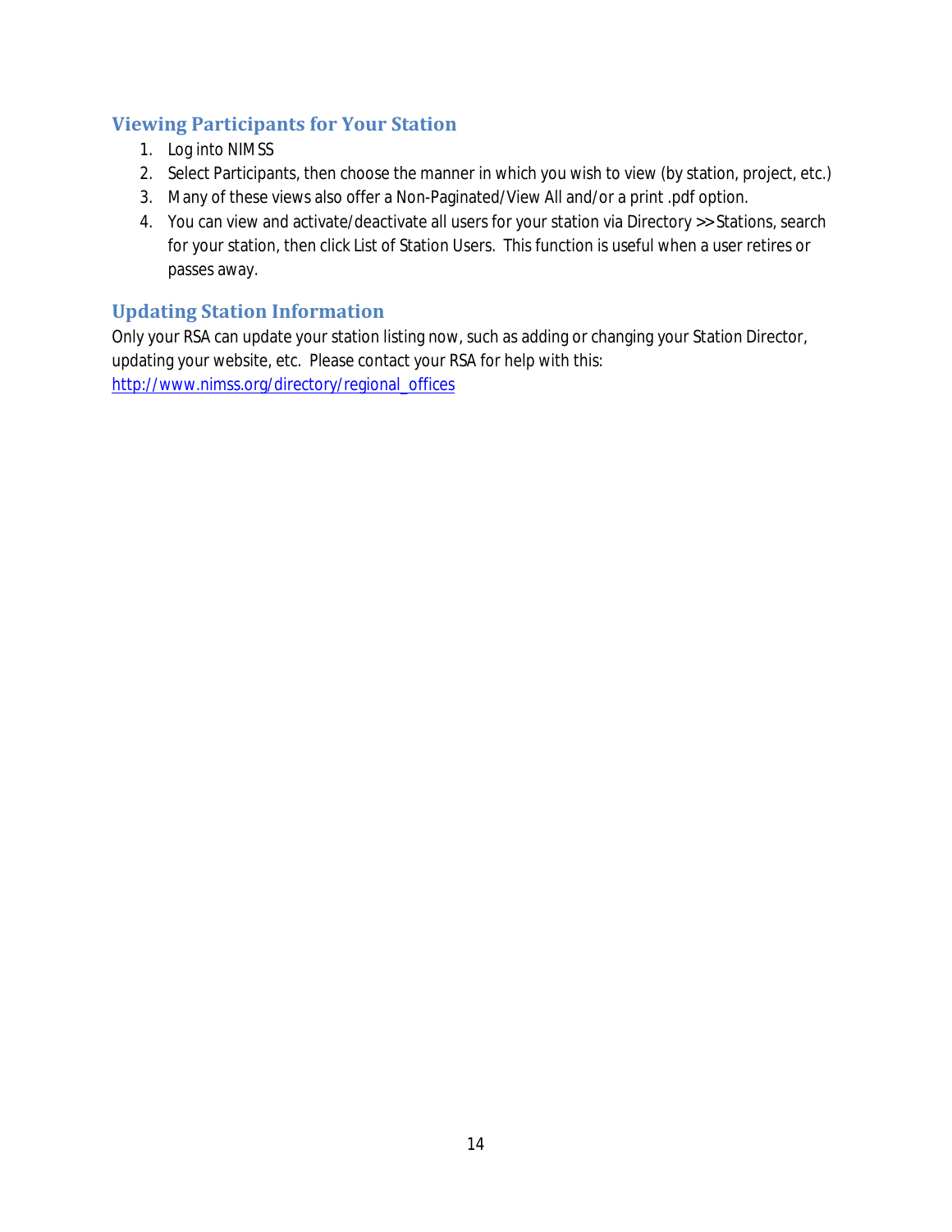## Viewing Participants for Your Station

1. Log into NIMSS
2. Select Participants, then choose the manner in which you wish to view (by station, project, etc.)
3. Many of these views also offer a Non-Paginated/View All and/or a print .pdf option.
4. You can view and activate/deactivate all users for your station via Directory >> Stations, search for your station, then click List of Station Users. This function is useful when a user retires or passes away.

## Updating Station Information

Only your RSA can update your station listing now, such as adding or changing your Station Director, updating your website, etc. Please contact your RSA for help with this: [http://www.nimss.org/directory/regional_offices](http://www.nimss.org/directory/regional_offices)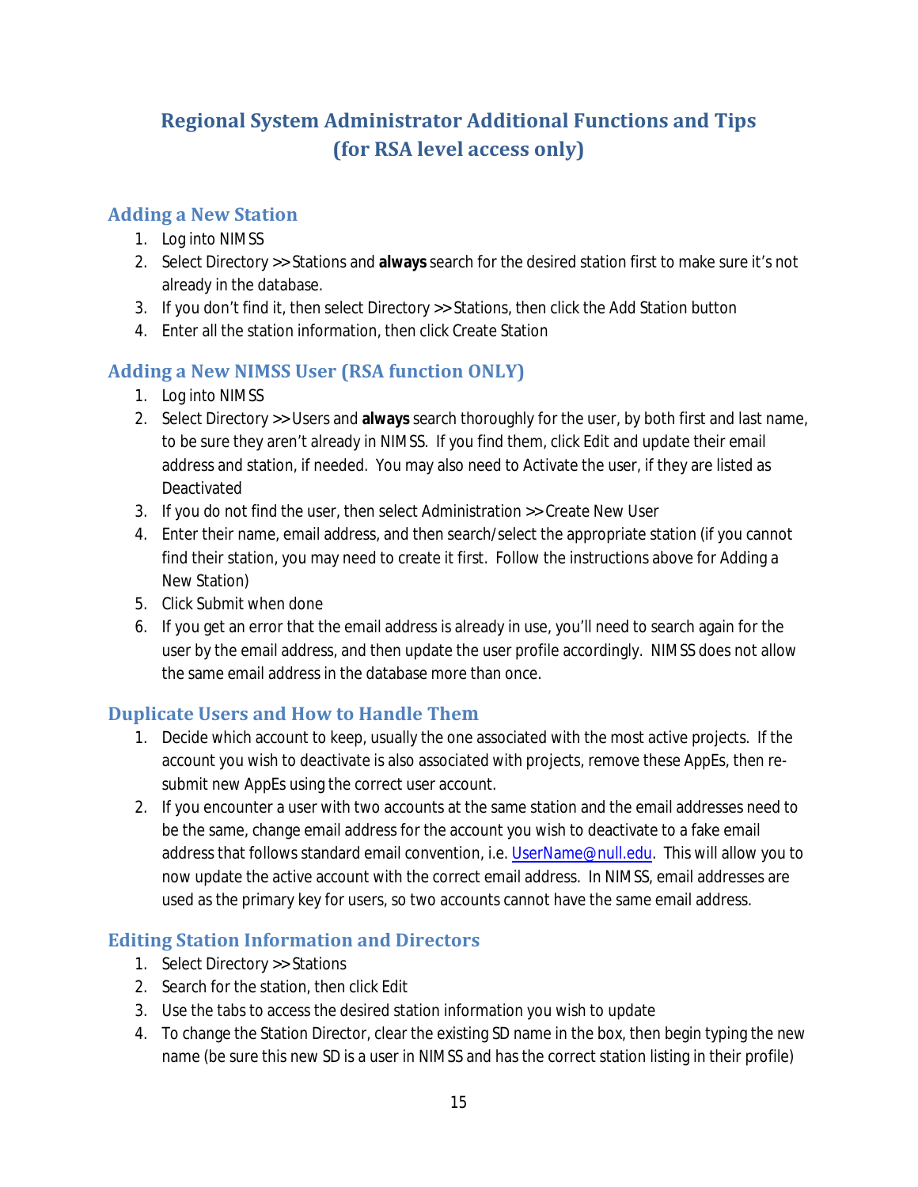# Regional System Administrator Additional Functions and Tips (for RSA level access only)

## Adding a New Station

1. Log into NIMSS
2. Select Directory >> Stations and **always** search for the desired station first to make sure it's not already in the database.
3. If you don't find it, then select Directory >> Stations, then click the Add Station button
4. Enter all the station information, then click Create Station

## Adding a New NIMSS User (RSA function ONLY)

1. Log into NIMSS
2. Select Directory >> Users and **always** search thoroughly for the user, by both first and last name, to be sure they aren't already in NIMSS. If you find them, click Edit and update their email address and station, if needed. You may also need to Activate the user, if they are listed as Deactivated
3. If you do not find the user, then select Administration >> Create New User
4. Enter their name, email address, and then search/select the appropriate station (if you cannot find their station, you may need to create it first. Follow the instructions above for Adding a New Station)
5. Click Submit when done
6. If you get an error that the email address is already in use, you'll need to search again for the user by the email address, and then update the user profile accordingly. NIMSS does not allow the same email address in the database more than once.

## Duplicate Users and How to Handle Them

1. Decide which account to keep, usually the one associated with the most active projects. If the account you wish to deactivate is also associated with projects, remove these AppEs, then re-submit new AppEs using the correct user account.
2. If you encounter a user with two accounts at the same station and the email addresses need to be the same, change email address for the account you wish to deactivate to a fake email address that follows standard email convention, i.e. UserName@null.edu. This will allow you to now update the active account with the correct email address. In NIMSS, email addresses are used as the primary key for users, so two accounts cannot have the same email address.

## Editing Station Information and Directors

1. Select Directory >> Stations
2. Search for the station, then click Edit
3. Use the tabs to access the desired station information you wish to update
4. To change the Station Director, clear the existing SD name in the box, then begin typing the new name (be sure this new SD is a user in NIMSS and has the correct station listing in their profile)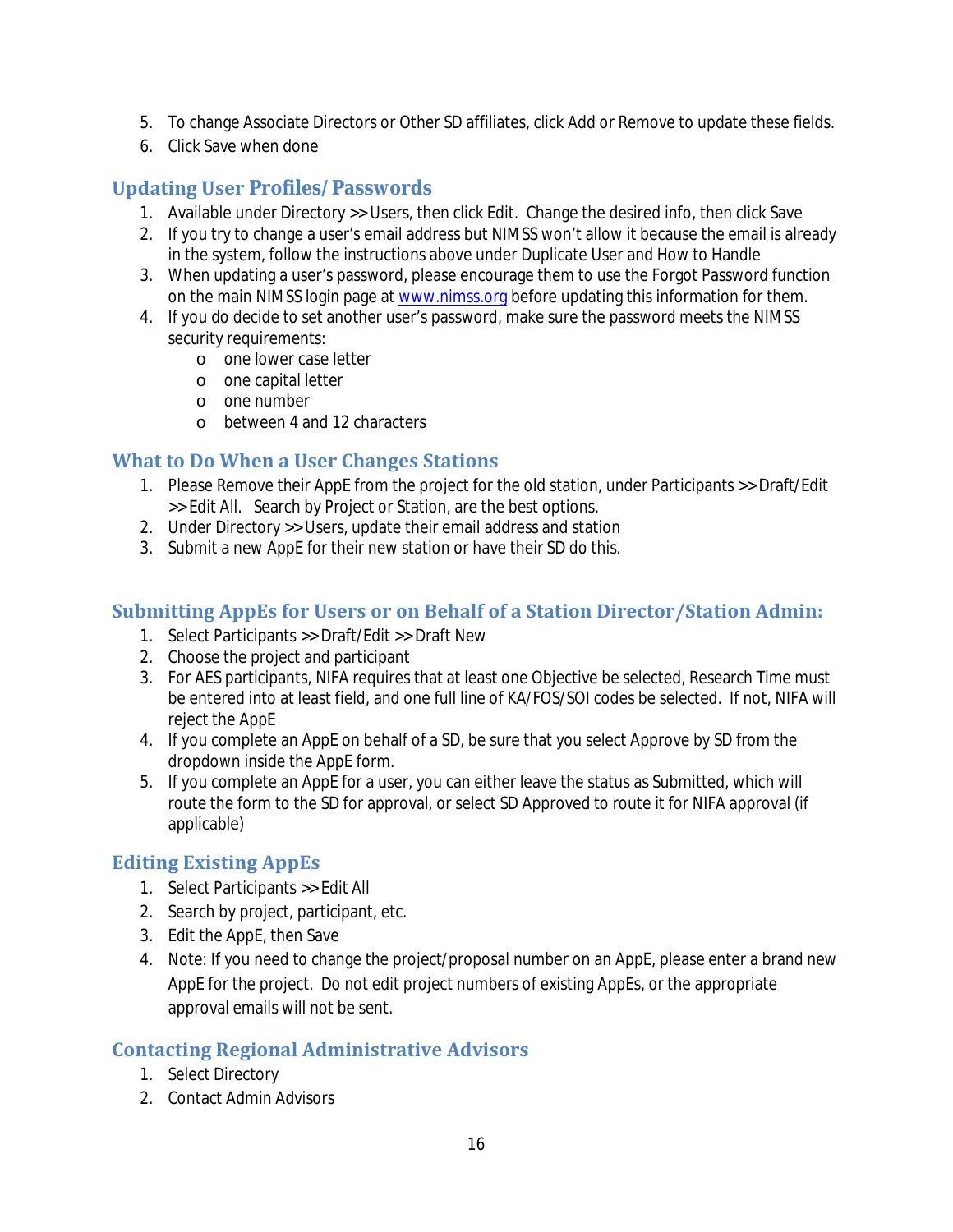5. To change Associate Directors or Other SD affiliates, click Add or Remove to update these fields.
6. Click Save when done

## Updating User Profiles/Passwords

1. Available under Directory >> Users, then click Edit. Change the desired info, then click Save
2. If you try to change a user's email address but NIMSS won't allow it because the email is already in the system, follow the instructions above under Duplicate User and How to Handle
3. When updating a user's password, please encourage them to use the Forgot Password function on the main NIMSS login page at [www.nimss.org](http://www.nimss.org) before updating this information for them.
4. If you do decide to set another user's password, make sure the password meets the NIMSS security requirements:
   - one lower case letter
   - one capital letter
   - one number
   - between 4 and 12 characters

## What to Do When a User Changes Stations

1. Please Remove their AppE from the project for the old station, under Participants >> Draft/Edit >> Edit All. Search by Project or Station, are the best options.
2. Under Directory >> Users, update their email address and station
3. Submit a new AppE for their new station or have their SD do this.

## Submitting AppEs for Users or on Behalf of a Station Director/Station Admin:

1. Select Participants >> Draft/Edit >> Draft New
2. Choose the project and participant
3. For AES participants, NIFA requires that at least one Objective be selected, Research Time must be entered into at least field, and one full line of KA/FOS/SOI codes be selected. If not, NIFA will reject the AppE
4. If you complete an AppE on behalf of a SD, be sure that you select Approve by SD from the dropdown inside the AppE form.
5. If you complete an AppE for a user, you can either leave the status as Submitted, which will route the form to the SD for approval, or select SD Approved to route it for NIFA approval (if applicable)

## Editing Existing AppEs

1. Select Participants >> Edit All
2. Search by project, participant, etc.
3. Edit the AppE, then Save
4. Note: If you need to change the project/proposal number on an AppE, please enter a brand new AppE for the project. Do not edit project numbers of existing AppEs, or the appropriate approval emails will not be sent.

## Contacting Regional Administrative Advisors

1. Select Directory
2. Contact Admin Advisors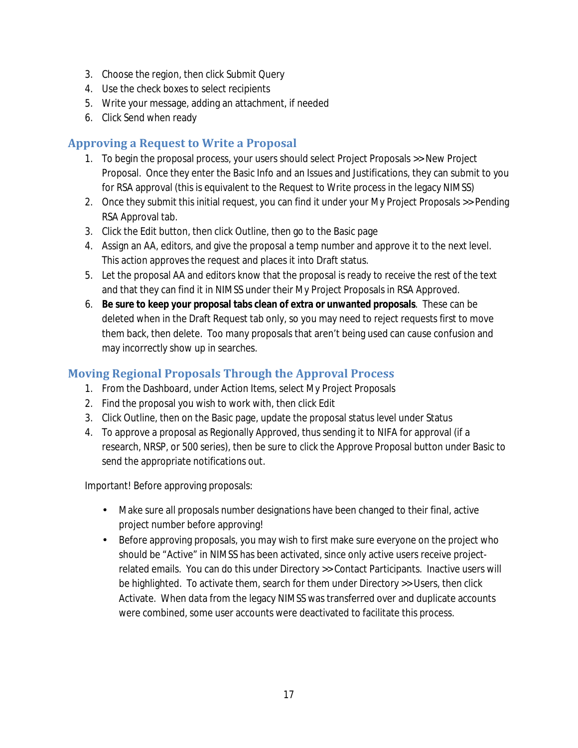3. Choose the region, then click Submit Query
4. Use the check boxes to select recipients
5. Write your message, adding an attachment, if needed
6. Click Send when ready

## Approving a Request to Write a Proposal

1. To begin the proposal process, your users should select Project Proposals >> New Project Proposal. Once they enter the Basic Info and an Issues and Justifications, they can submit to you for RSA approval (this is equivalent to the Request to Write process in the legacy NIMSS)
2. Once they submit this initial request, you can find it under your My Project Proposals >> Pending RSA Approval tab.
3. Click the Edit button, then click Outline, then go to the Basic page
4. Assign an AA, editors, and give the proposal a temp number and approve it to the next level. This action approves the request and places it into Draft status.
5. Let the proposal AA and editors know that the proposal is ready to receive the rest of the text and that they can find it in NIMSS under their My Project Proposals in RSA Approved.
6. **Be sure to keep your proposal tabs clean of extra or unwanted proposals**. These can be deleted when in the Draft Request tab only, so you may need to reject requests first to move them back, then delete. Too many proposals that aren't being used can cause confusion and may incorrectly show up in searches.

## Moving Regional Proposals Through the Approval Process

1. From the Dashboard, under Action Items, select My Project Proposals
2. Find the proposal you wish to work with, then click Edit
3. Click Outline, then on the Basic page, update the proposal status level under Status
4. To approve a proposal as Regionally Approved, thus sending it to NIFA for approval (if a research, NRSP, or 500 series), then be sure to click the Approve Proposal button under Basic to send the appropriate notifications out.

Important! Before approving proposals:

- Make sure all proposals number designations have been changed to their final, active project number before approving!
- Before approving proposals, you may wish to first make sure everyone on the project who should be "Active" in NIMSS has been activated, since only active users receive project-related emails. You can do this under Directory >> Contact Participants. Inactive users will be highlighted. To activate them, search for them under Directory >> Users, then click Activate. When data from the legacy NIMSS was transferred over and duplicate accounts were combined, some user accounts were deactivated to facilitate this process.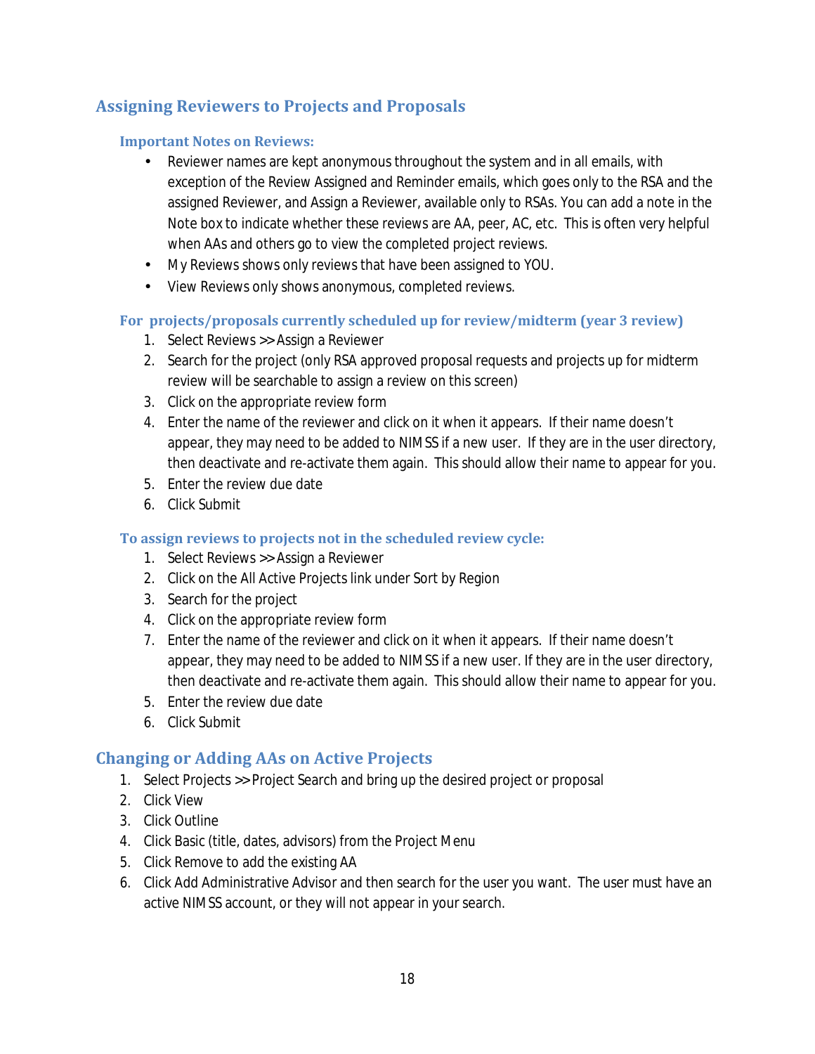## Assigning Reviewers to Projects and Proposals

### Important Notes on Reviews:

- Reviewer names are kept anonymous throughout the system and in all emails, with exception of the Review Assigned and Reminder emails, which goes only to the RSA and the assigned Reviewer, and Assign a Reviewer, available only to RSAs. You can add a note in the Note box to indicate whether these reviews are AA, peer, AC, etc. This is often very helpful when AAs and others go to view the completed project reviews.
- My Reviews shows only reviews that have been assigned to YOU.
- View Reviews only shows anonymous, completed reviews.

### For projects/proposals currently scheduled up for review/midterm (year 3 review)

1. Select Reviews >> Assign a Reviewer
2. Search for the project (only RSA approved proposal requests and projects up for midterm review will be searchable to assign a review on this screen)
3. Click on the appropriate review form
4. Enter the name of the reviewer and click on it when it appears. If their name doesn't appear, they may need to be added to NIMSS if a new user. If they are in the user directory, then deactivate and re-activate them again. This should allow their name to appear for you.
5. Enter the review due date
6. Click Submit

### To assign reviews to projects not in the scheduled review cycle:

1. Select Reviews >> Assign a Reviewer
2. Click on the All Active Projects link under Sort by Region
3. Search for the project
4. Click on the appropriate review form
7. Enter the name of the reviewer and click on it when it appears. If their name doesn't appear, they may need to be added to NIMSS if a new user. If they are in the user directory, then deactivate and re-activate them again. This should allow their name to appear for you.
5. Enter the review due date
6. Click Submit

## Changing or Adding AAs on Active Projects

1. Select Projects >> Project Search and bring up the desired project or proposal
2. Click View
3. Click Outline
4. Click Basic (title, dates, advisors) from the Project Menu
5. Click Remove to add the existing AA
6. Click Add Administrative Advisor and then search for the user you want. The user must have an active NIMSS account, or they will not appear in your search.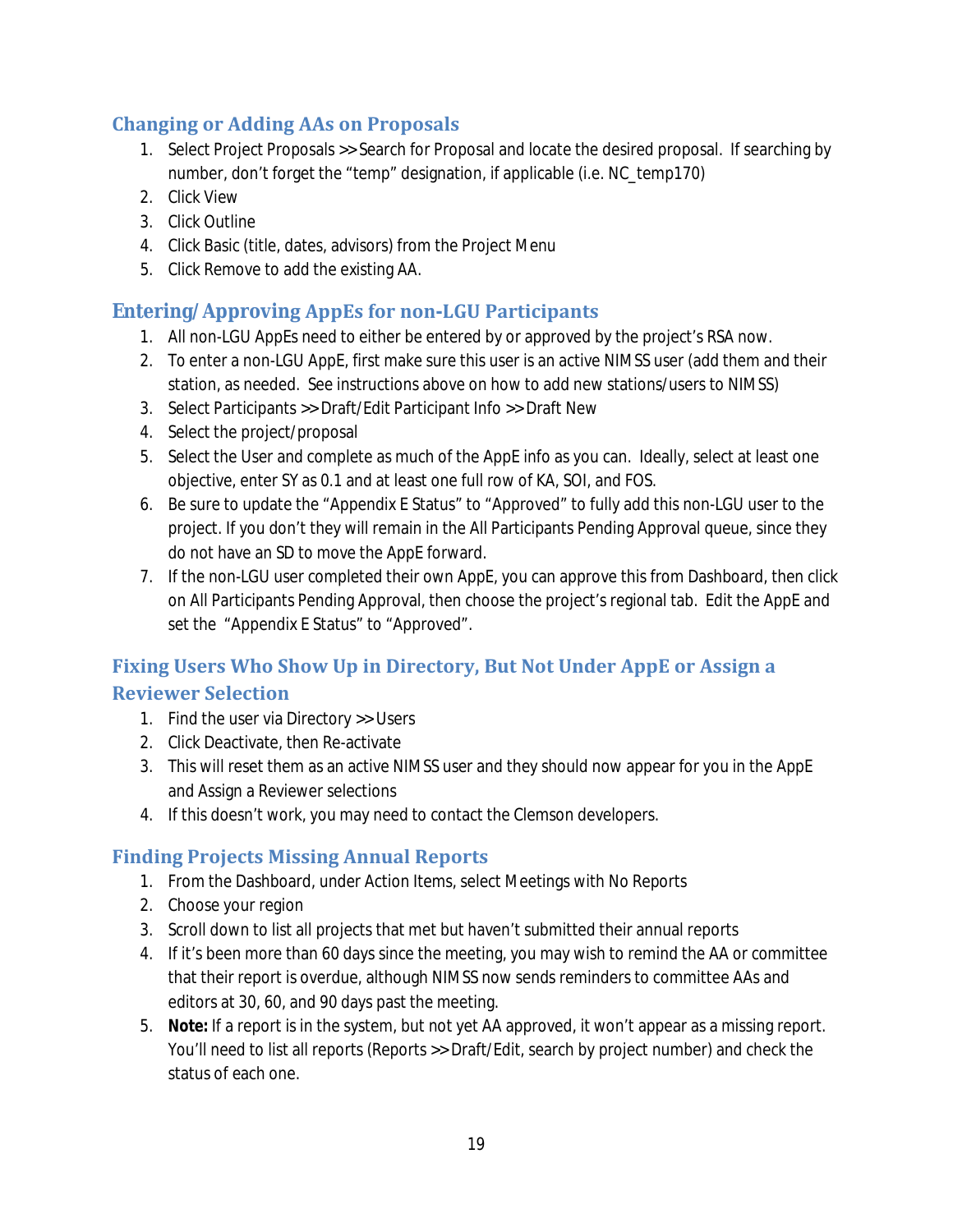## Changing or Adding AAs on Proposals

1. Select Project Proposals >> Search for Proposal and locate the desired proposal. If searching by number, don't forget the "temp" designation, if applicable (i.e. NC_temp170)
2. Click View
3. Click Outline
4. Click Basic (title, dates, advisors) from the Project Menu
5. Click Remove to add the existing AA.

## Entering/Approving AppEs for non-LGU Participants

1. All non-LGU AppEs need to either be entered by or approved by the project's RSA now.
2. To enter a non-LGU AppE, first make sure this user is an active NIMSS user (add them and their station, as needed. See instructions above on how to add new stations/users to NIMSS)
3. Select Participants >> Draft/Edit Participant Info >> Draft New
4. Select the project/proposal
5. Select the User and complete as much of the AppE info as you can. Ideally, select at least one objective, enter SY as 0.1 and at least one full row of KA, SOI, and FOS.
6. Be sure to update the "Appendix E Status" to "Approved" to fully add this non-LGU user to the project. If you don't they will remain in the All Participants Pending Approval queue, since they do not have an SD to move the AppE forward.
7. If the non-LGU user completed their own AppE, you can approve this from Dashboard, then click on All Participants Pending Approval, then choose the project's regional tab. Edit the AppE and set the "Appendix E Status" to "Approved".

## Fixing Users Who Show Up in Directory, But Not Under AppE or Assign a Reviewer Selection

1. Find the user via Directory >> Users
2. Click Deactivate, then Re-activate
3. This will reset them as an active NIMSS user and they should now appear for you in the AppE and Assign a Reviewer selections
4. If this doesn't work, you may need to contact the Clemson developers.

## Finding Projects Missing Annual Reports

1. From the Dashboard, under Action Items, select Meetings with No Reports
2. Choose your region
3. Scroll down to list all projects that met but haven't submitted their annual reports
4. If it's been more than 60 days since the meeting, you may wish to remind the AA or committee that their report is overdue, although NIMSS now sends reminders to committee AAs and editors at 30, 60, and 90 days past the meeting.
5. **Note:** If a report is in the system, but not yet AA approved, it won't appear as a missing report. You'll need to list all reports (Reports >> Draft/Edit, search by project number) and check the status of each one.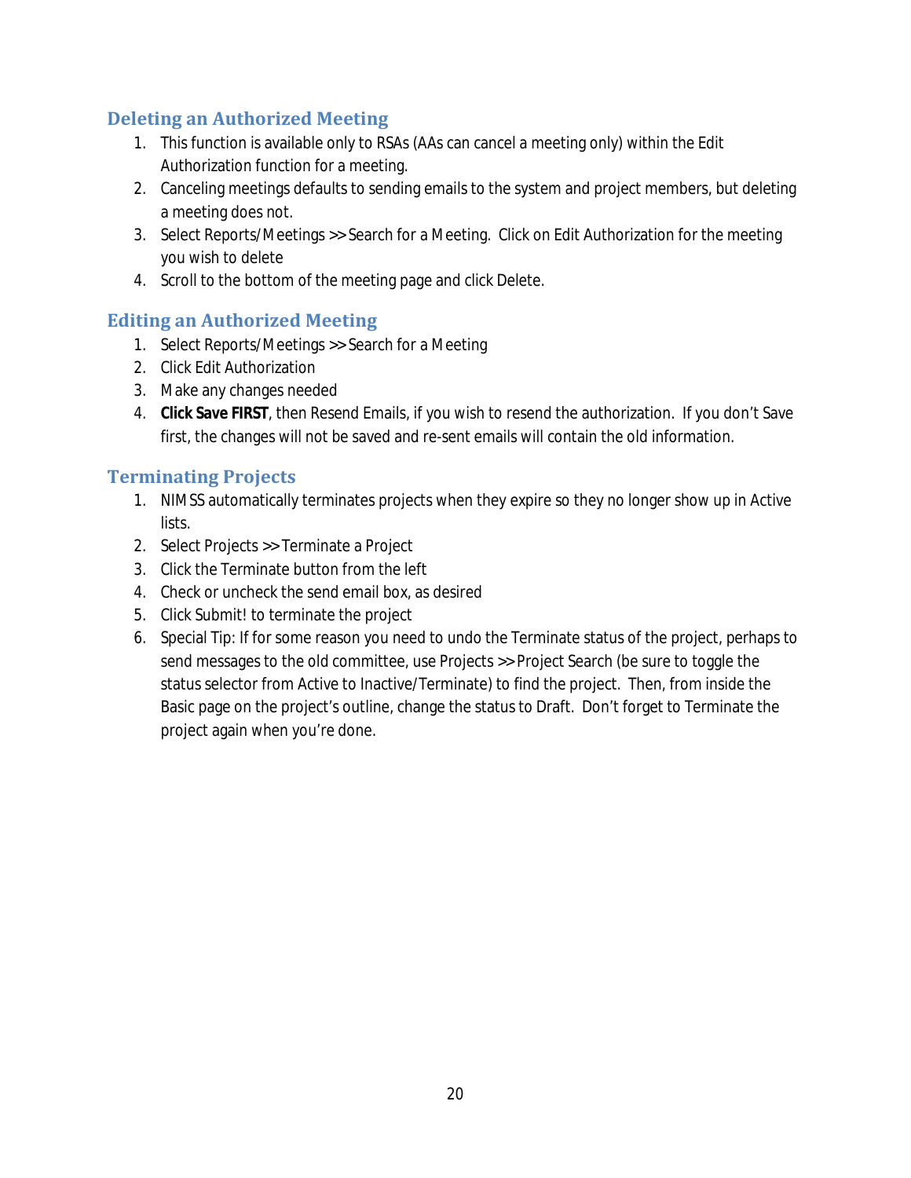## Deleting an Authorized Meeting

1. This function is available only to RSAs (AAs can cancel a meeting only) within the Edit Authorization function for a meeting.
2. Canceling meetings defaults to sending emails to the system and project members, but deleting a meeting does not.
3. Select Reports/Meetings >> Search for a Meeting. Click on Edit Authorization for the meeting you wish to delete
4. Scroll to the bottom of the meeting page and click Delete.

## Editing an Authorized Meeting

1. Select Reports/Meetings >> Search for a Meeting
2. Click Edit Authorization
3. Make any changes needed
4. **Click Save FIRST**, then Resend Emails, if you wish to resend the authorization. If you don't Save first, the changes will not be saved and re-sent emails will contain the old information.

## Terminating Projects

1. NIMSS automatically terminates projects when they expire so they no longer show up in Active lists.
2. Select Projects >> Terminate a Project
3. Click the Terminate button from the left
4. Check or uncheck the send email box, as desired
5. Click Submit! to terminate the project
6. Special Tip: If for some reason you need to undo the Terminate status of the project, perhaps to send messages to the old committee, use Projects >> Project Search (be sure to toggle the status selector from Active to Inactive/Terminate) to find the project. Then, from inside the Basic page on the project's outline, change the status to Draft. Don't forget to Terminate the project again when you're done.